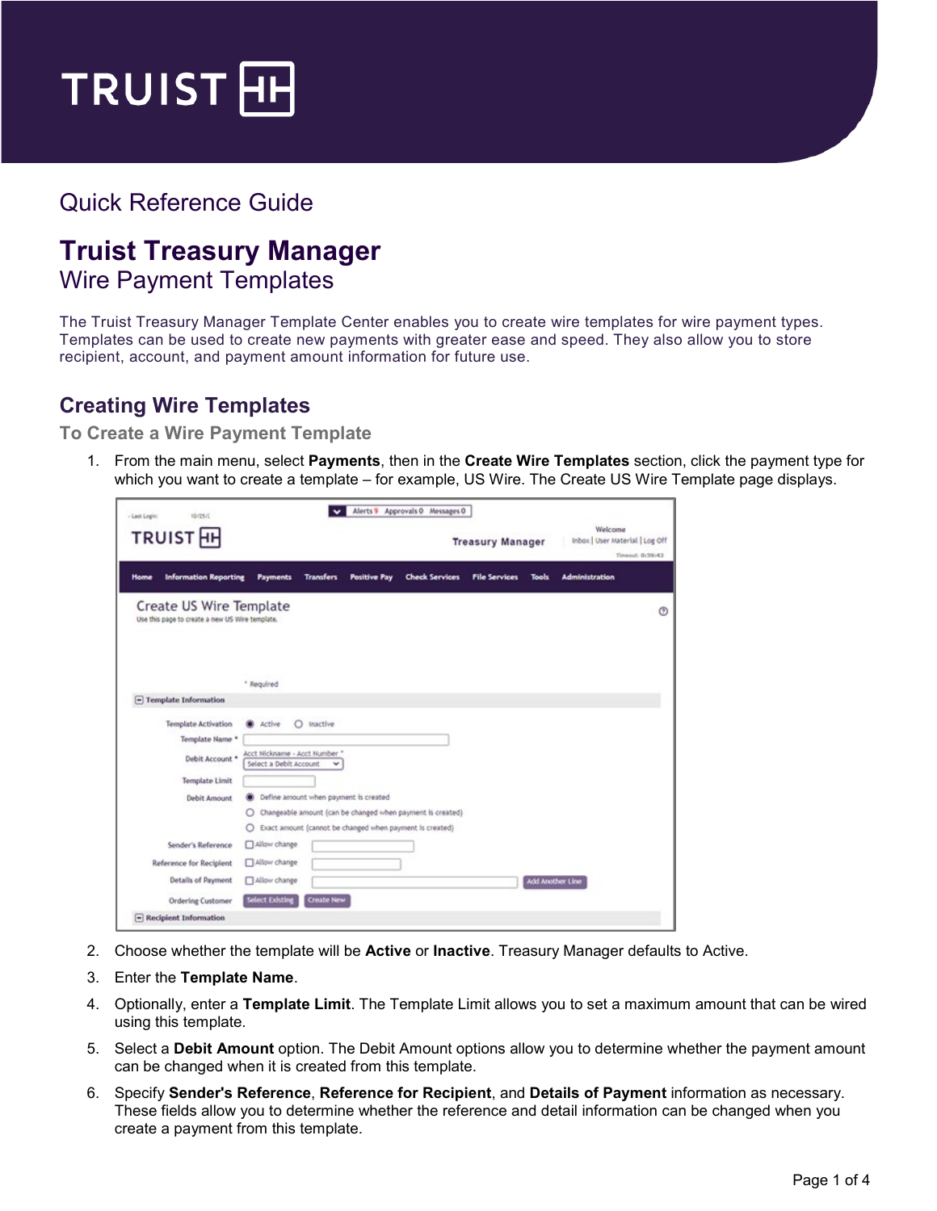# Quick Reference Guide

# Truist Treasury Manager

## Wire Payment Templates

The Truist Treasury Manager Template Center enables you to create wire templates for wire payment types. Templates can be used to create new payments with greater ease and speed. They also allow you to store recipient, account, and payment amount information for future use.

## Creating Wire Templates

### To Create a Wire Payment Template

1. From the main menu, select **Payments**, then in the **Create Wire Templates** section, click the payment type for which you want to create a template – for example, US Wire. The Create US Wire Template page displays.

2. Choose whether the template will be **Active** or **Inactive**. Treasury Manager defaults to Active.
3. Enter the **Template Name**.
4. Optionally, enter a **Template Limit**. The Template Limit allows you to set a maximum amount that can be wired using this template.
5. Select a **Debit Amount** option. The Debit Amount options allow you to determine whether the payment amount can be changed when it is created from this template.
6. Specify **Sender's Reference**, **Reference for Recipient**, and **Details of Payment** information as necessary. These fields allow you to determine whether the reference and detail information can be changed when you create a payment from this template.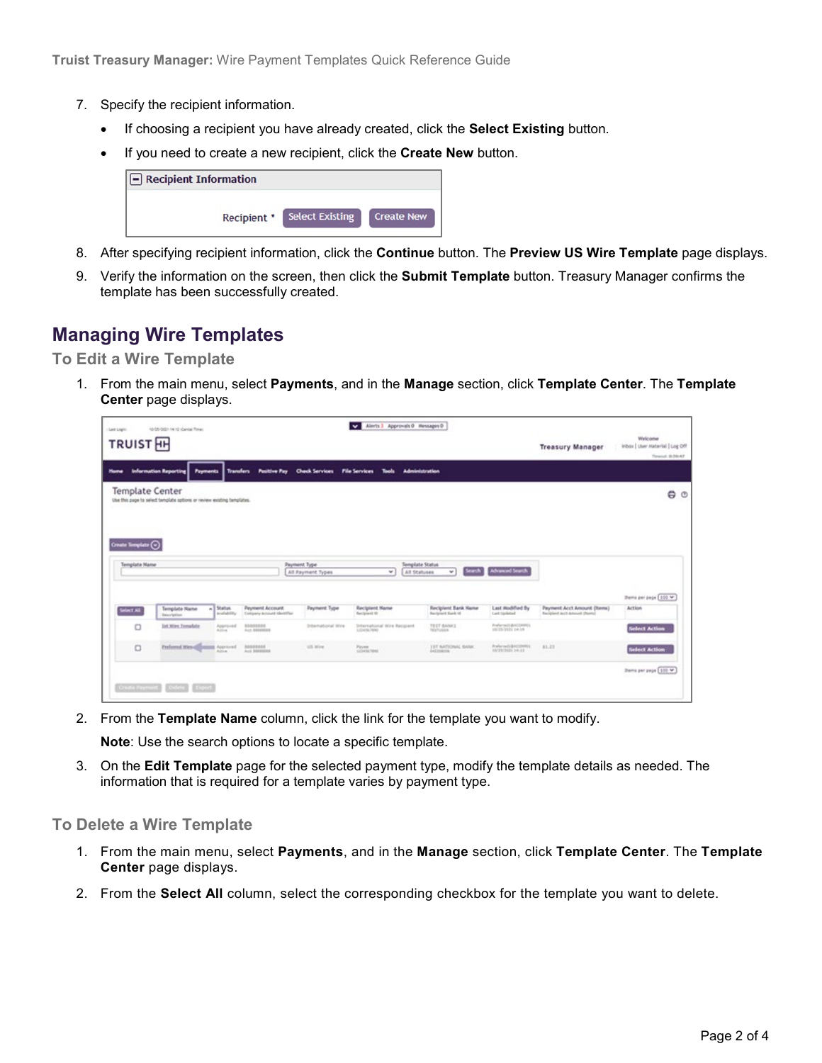7. Specify the recipient information.
   - If choosing a recipient you have already created, click the **Select Existing** button.
   - If you need to create a new recipient, click the **Create New** button.
8. After specifying recipient information, click the **Continue** button. The **Preview US Wire Template** page displays.
9. Verify the information on the screen, then click the **Submit Template** button. Treasury Manager confirms the template has been successfully created.

## Managing Wire Templates

### To Edit a Wire Template

1. From the main menu, select **Payments**, and in the **Manage** section, click **Template Center**. The **Template Center** page displays.
2. From the **Template Name** column, click the link for the template you want to modify.

   **Note**: Use the search options to locate a specific template.
3. On the **Edit Template** page for the selected payment type, modify the template details as needed. The information that is required for a template varies by payment type.

### To Delete a Wire Template

1. From the main menu, select **Payments**, and in the **Manage** section, click **Template Center**. The **Template Center** page displays.
2. From the **Select All** column, select the corresponding checkbox for the template you want to delete.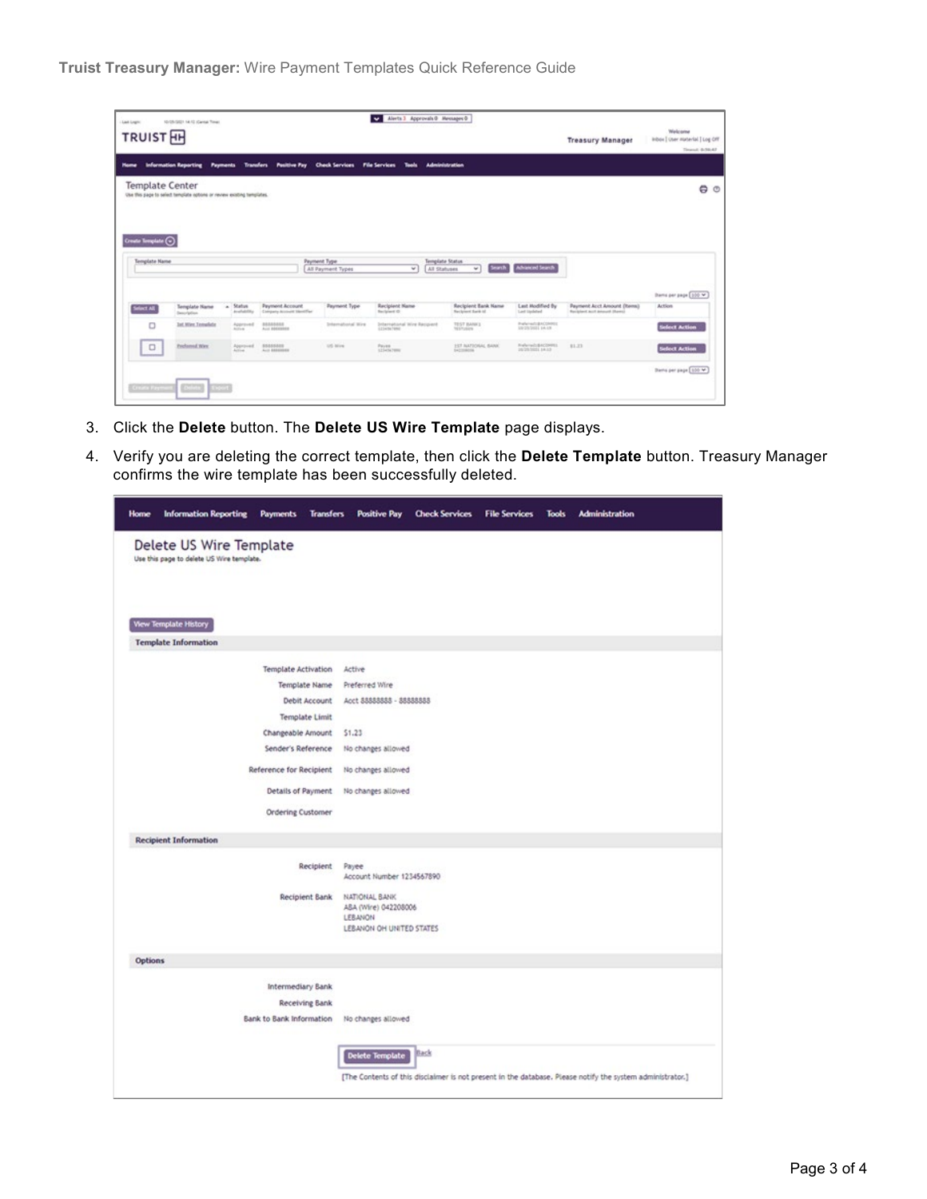3. Click the **Delete** button. The **Delete US Wire Template** page displays.
4. Verify you are deleting the correct template, then click the **Delete Template** button. Treasury Manager confirms the wire template has been successfully deleted.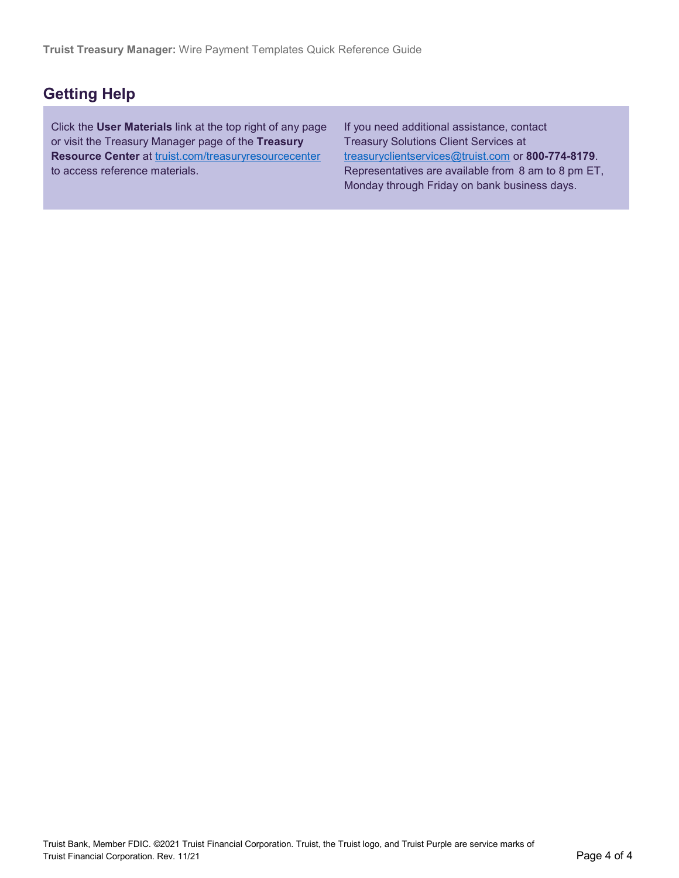## Getting Help

Click the **User Materials** link at the top right of any page or visit the Treasury Manager page of the **Treasury Resource Center** at truist.com/treasuryresourcecenter to access reference materials.

If you need additional assistance, contact Treasury Solutions Client Services at treasuryclientservices@truist.com or **800-774-8179**. Representatives are available from 8 am to 8 pm ET, Monday through Friday on bank business days.

Truist Bank, Member FDIC. ©2021 Truist Financial Corporation. Truist, the Truist logo, and Truist Purple are service marks of Truist Financial Corporation. Rev. 11/21